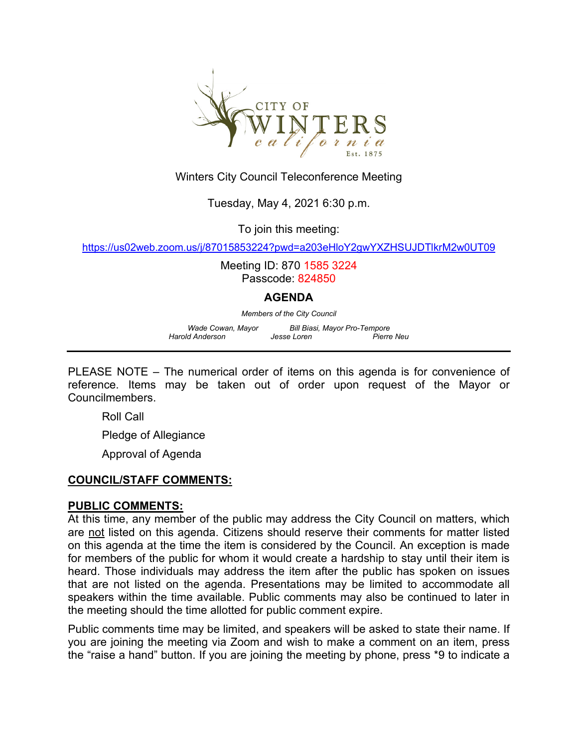CITY OF WINTERS california Est. 1875

Winters City Council Teleconference Meeting

Tuesday, May 4, 2021 6:30 p.m.

To join this meeting:

https://us02web.zoom.us/j/87015853224?pwd=a203eHloY2gwYXZHSUJDTlkrM2w0UT09

Meeting ID: 870 1585 3224
Passcode: 824850

## AGENDA

*Members of the City Council*

*Wade Cowan, Mayor* *Bill Biasi, Mayor Pro-Tempore*
*Harold Anderson* *Jesse Loren* *Pierre Neu*

---

PLEASE NOTE – The numerical order of items on this agenda is for convenience of reference. Items may be taken out of order upon request of the Mayor or Councilmembers.

Roll Call

Pledge of Allegiance

Approval of Agenda

## COUNCIL/STAFF COMMENTS:

## PUBLIC COMMENTS:

At this time, any member of the public may address the City Council on matters, which are not listed on this agenda. Citizens should reserve their comments for matter listed on this agenda at the time the item is considered by the Council. An exception is made for members of the public for whom it would create a hardship to stay until their item is heard. Those individuals may address the item after the public has spoken on issues that are not listed on the agenda. Presentations may be limited to accommodate all speakers within the time available. Public comments may also be continued to later in the meeting should the time allotted for public comment expire.

Public comments time may be limited, and speakers will be asked to state their name. If you are joining the meeting via Zoom and wish to make a comment on an item, press the "raise a hand" button. If you are joining the meeting by phone, press *9 to indicate a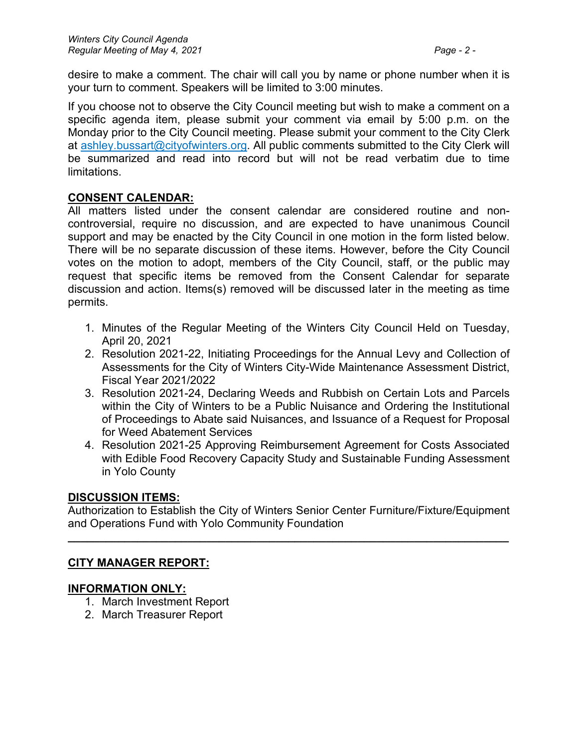desire to make a comment. The chair will call you by name or phone number when it is your turn to comment. Speakers will be limited to 3:00 minutes.

If you choose not to observe the City Council meeting but wish to make a comment on a specific agenda item, please submit your comment via email by 5:00 p.m. on the Monday prior to the City Council meeting. Please submit your comment to the City Clerk at ashley.bussart@cityofwinters.org. All public comments submitted to the City Clerk will be summarized and read into record but will not be read verbatim due to time limitations.

## CONSENT CALENDAR:

All matters listed under the consent calendar are considered routine and non-controversial, require no discussion, and are expected to have unanimous Council support and may be enacted by the City Council in one motion in the form listed below. There will be no separate discussion of these items. However, before the City Council votes on the motion to adopt, members of the City Council, staff, or the public may request that specific items be removed from the Consent Calendar for separate discussion and action. Items(s) removed will be discussed later in the meeting as time permits.

1. Minutes of the Regular Meeting of the Winters City Council Held on Tuesday, April 20, 2021
2. Resolution 2021-22, Initiating Proceedings for the Annual Levy and Collection of Assessments for the City of Winters City-Wide Maintenance Assessment District, Fiscal Year 2021/2022
3. Resolution 2021-24, Declaring Weeds and Rubbish on Certain Lots and Parcels within the City of Winters to be a Public Nuisance and Ordering the Institutional of Proceedings to Abate said Nuisances, and Issuance of a Request for Proposal for Weed Abatement Services
4. Resolution 2021-25 Approving Reimbursement Agreement for Costs Associated with Edible Food Recovery Capacity Study and Sustainable Funding Assessment in Yolo County

## DISCUSSION ITEMS:

Authorization to Establish the City of Winters Senior Center Furniture/Fixture/Equipment and Operations Fund with Yolo Community Foundation

---

## CITY MANAGER REPORT:

## INFORMATION ONLY:

1. March Investment Report
2. March Treasurer Report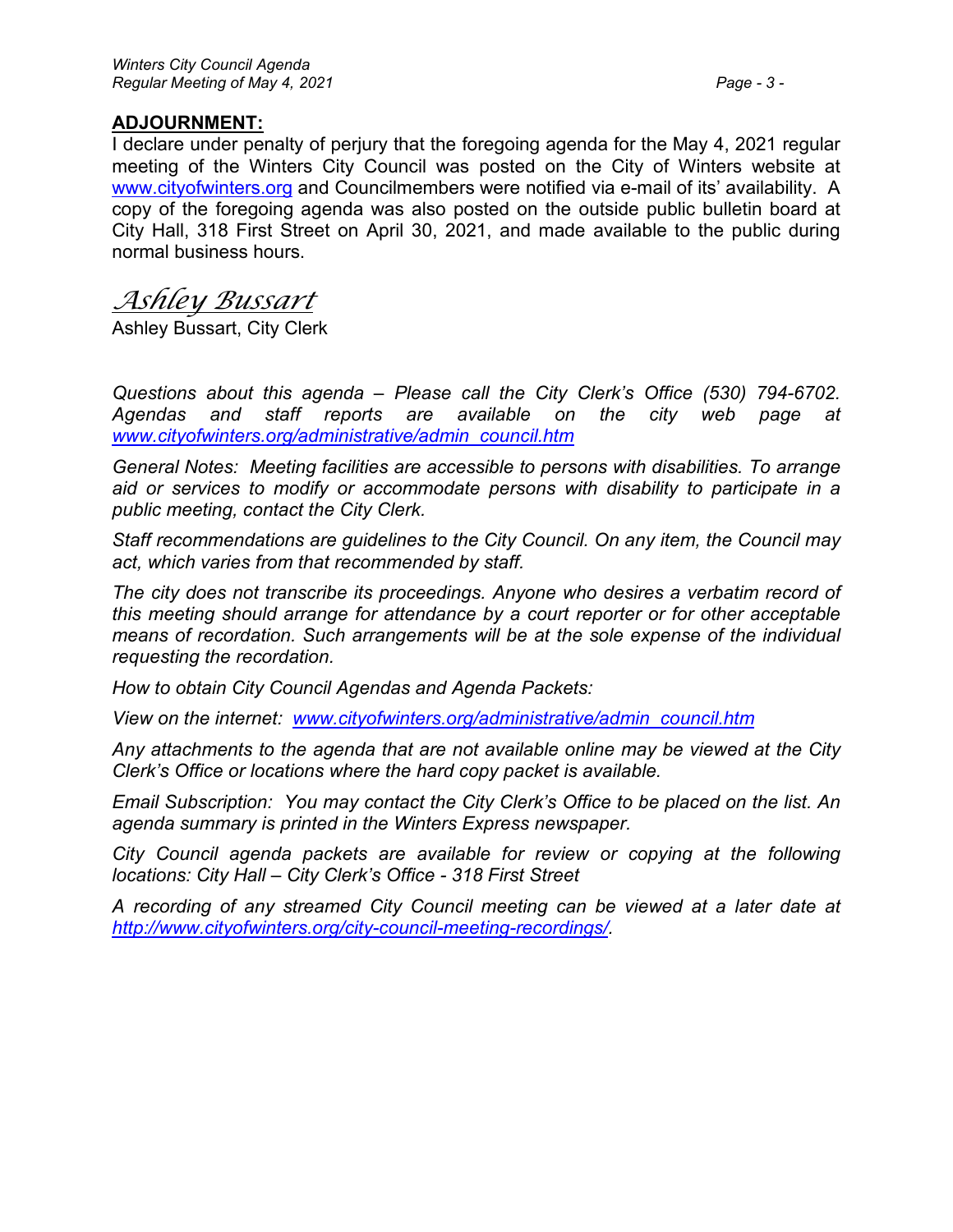**ADJOURNMENT:**

I declare under penalty of perjury that the foregoing agenda for the May 4, 2021 regular meeting of the Winters City Council was posted on the City of Winters website at www.cityofwinters.org and Councilmembers were notified via e-mail of its' availability. A copy of the foregoing agenda was also posted on the outside public bulletin board at City Hall, 318 First Street on April 30, 2021, and made available to the public during normal business hours.

*Ashley Bussart*

Ashley Bussart, City Clerk

*Questions about this agenda – Please call the City Clerk's Office (530) 794-6702. Agendas and staff reports are available on the city web page at www.cityofwinters.org/administrative/admin_council.htm*

*General Notes: Meeting facilities are accessible to persons with disabilities. To arrange aid or services to modify or accommodate persons with disability to participate in a public meeting, contact the City Clerk.*

*Staff recommendations are guidelines to the City Council. On any item, the Council may act, which varies from that recommended by staff.*

*The city does not transcribe its proceedings. Anyone who desires a verbatim record of this meeting should arrange for attendance by a court reporter or for other acceptable means of recordation. Such arrangements will be at the sole expense of the individual requesting the recordation.*

*How to obtain City Council Agendas and Agenda Packets:*

*View on the internet: www.cityofwinters.org/administrative/admin_council.htm*

*Any attachments to the agenda that are not available online may be viewed at the City Clerk's Office or locations where the hard copy packet is available.*

*Email Subscription: You may contact the City Clerk's Office to be placed on the list. An agenda summary is printed in the Winters Express newspaper.*

*City Council agenda packets are available for review or copying at the following locations: City Hall – City Clerk's Office - 318 First Street*

*A recording of any streamed City Council meeting can be viewed at a later date at http://www.cityofwinters.org/city-council-meeting-recordings/.*